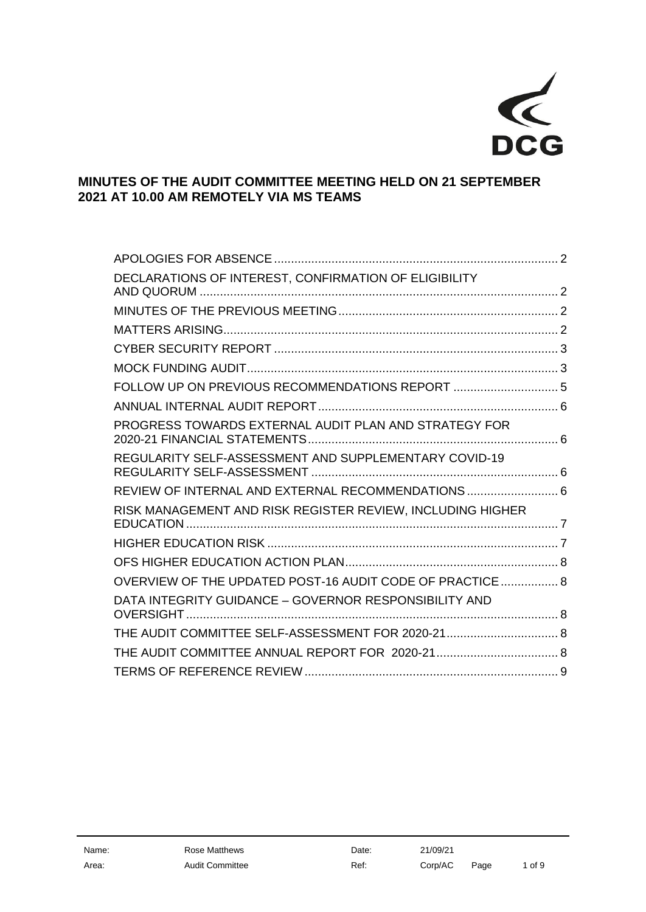DCG

# MINUTES OF THE AUDIT COMMITTEE MEETING HELD ON 21 SEPTEMBER 2021 AT 10.00 AM REMOTELY VIA MS TEAMS

| | |
|---|---|
| APOLOGIES FOR ABSENCE | 2 |
| DECLARATIONS OF INTEREST, CONFIRMATION OF ELIGIBILITY AND QUORUM | 2 |
| MINUTES OF THE PREVIOUS MEETING | 2 |
| MATTERS ARISING | 2 |
| CYBER SECURITY REPORT | 3 |
| MOCK FUNDING AUDIT | 3 |
| FOLLOW UP ON PREVIOUS RECOMMENDATIONS REPORT | 5 |
| ANNUAL INTERNAL AUDIT REPORT | 6 |
| PROGRESS TOWARDS EXTERNAL AUDIT PLAN AND STRATEGY FOR 2020-21 FINANCIAL STATEMENTS | 6 |
| REGULARITY SELF-ASSESSMENT AND SUPPLEMENTARY COVID-19 REGULARITY SELF-ASSESSMENT | 6 |
| REVIEW OF INTERNAL AND EXTERNAL RECOMMENDATIONS | 6 |
| RISK MANAGEMENT AND RISK REGISTER REVIEW, INCLUDING HIGHER EDUCATION | 7 |
| HIGHER EDUCATION RISK | 7 |
| OFS HIGHER EDUCATION ACTION PLAN | 8 |
| OVERVIEW OF THE UPDATED POST-16 AUDIT CODE OF PRACTICE | 8 |
| DATA INTEGRITY GUIDANCE – GOVERNOR RESPONSIBILITY AND OVERSIGHT | 8 |
| THE AUDIT COMMITTEE SELF-ASSESSMENT FOR 2020-21 | 8 |
| THE AUDIT COMMITTEE ANNUAL REPORT FOR 2020-21 | 8 |
| TERMS OF REFERENCE REVIEW | 9 |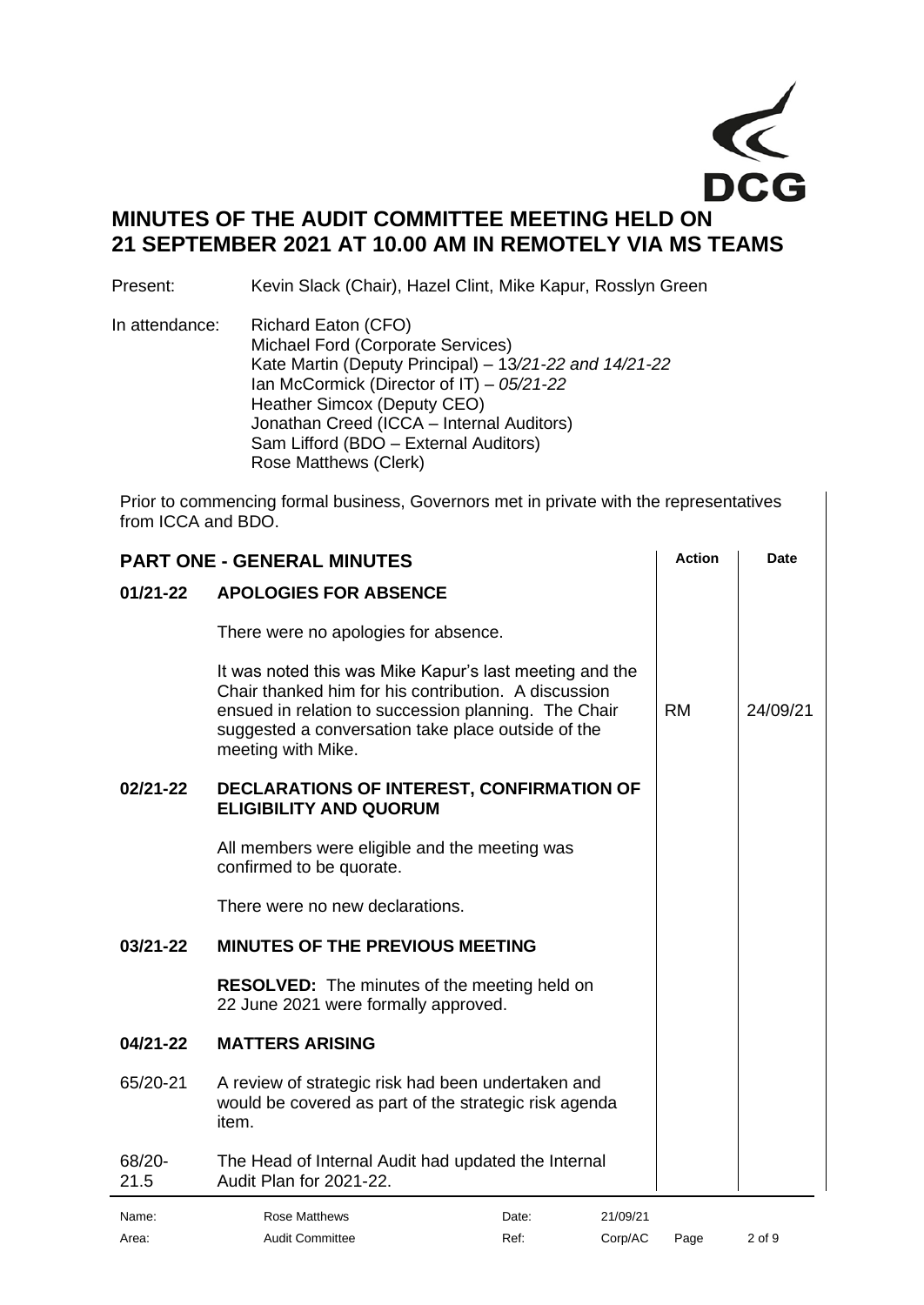# MINUTES OF THE AUDIT COMMITTEE MEETING HELD ON 21 SEPTEMBER 2021 AT 10.00 AM IN REMOTELY VIA MS TEAMS

Present: Kevin Slack (Chair), Hazel Clint, Mike Kapur, Rosslyn Green

In attendance:
Richard Eaton (CFO)
Michael Ford (Corporate Services)
Kate Martin (Deputy Principal) – 13*/21-22 and 14/21-22*
Ian McCormick (Director of IT) – *05/21-22*
Heather Simcox (Deputy CEO)
Jonathan Creed (ICCA – Internal Auditors)
Sam Lifford (BDO – External Auditors)
Rose Matthews (Clerk)

Prior to commencing formal business, Governors met in private with the representatives from ICCA and BDO.

| | **PART ONE - GENERAL MINUTES** | **Action** | **Date** |
|---|---|---|---|
| **01/21-22** | **APOLOGIES FOR ABSENCE** | | |
| | There were no apologies for absence. | | |
| | It was noted this was Mike Kapur's last meeting and the Chair thanked him for his contribution. A discussion ensued in relation to succession planning. The Chair suggested a conversation take place outside of the meeting with Mike. | RM | 24/09/21 |
| **02/21-22** | **DECLARATIONS OF INTEREST, CONFIRMATION OF ELIGIBILITY AND QUORUM** | | |
| | All members were eligible and the meeting was confirmed to be quorate. | | |
| | There were no new declarations. | | |
| **03/21-22** | **MINUTES OF THE PREVIOUS MEETING** | | |
| | **RESOLVED:** The minutes of the meeting held on 22 June 2021 were formally approved. | | |
| **04/21-22** | **MATTERS ARISING** | | |
| 65/20-21 | A review of strategic risk had been undertaken and would be covered as part of the strategic risk agenda item. | | |
| 68/20-21.5 | The Head of Internal Audit had updated the Internal Audit Plan for 2021-22. | | |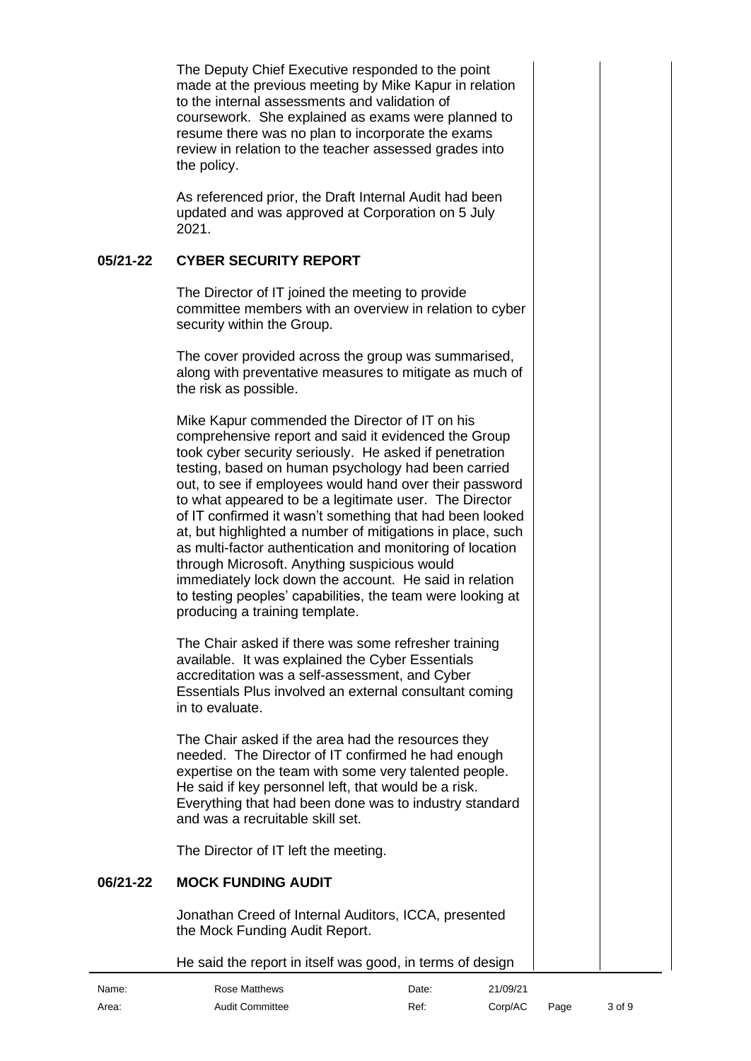The Deputy Chief Executive responded to the point made at the previous meeting by Mike Kapur in relation to the internal assessments and validation of coursework. She explained as exams were planned to resume there was no plan to incorporate the exams review in relation to the teacher assessed grades into the policy.

As referenced prior, the Draft Internal Audit had been updated and was approved at Corporation on 5 July 2021.

## 05/21-22 CYBER SECURITY REPORT

The Director of IT joined the meeting to provide committee members with an overview in relation to cyber security within the Group.

The cover provided across the group was summarised, along with preventative measures to mitigate as much of the risk as possible.

Mike Kapur commended the Director of IT on his comprehensive report and said it evidenced the Group took cyber security seriously. He asked if penetration testing, based on human psychology had been carried out, to see if employees would hand over their password to what appeared to be a legitimate user. The Director of IT confirmed it wasn't something that had been looked at, but highlighted a number of mitigations in place, such as multi-factor authentication and monitoring of location through Microsoft. Anything suspicious would immediately lock down the account. He said in relation to testing peoples' capabilities, the team were looking at producing a training template.

The Chair asked if there was some refresher training available. It was explained the Cyber Essentials accreditation was a self-assessment, and Cyber Essentials Plus involved an external consultant coming in to evaluate.

The Chair asked if the area had the resources they needed. The Director of IT confirmed he had enough expertise on the team with some very talented people. He said if key personnel left, that would be a risk. Everything that had been done was to industry standard and was a recruitable skill set.

The Director of IT left the meeting.

## 06/21-22 MOCK FUNDING AUDIT

Jonathan Creed of Internal Auditors, ICCA, presented the Mock Funding Audit Report.

He said the report in itself was good, in terms of design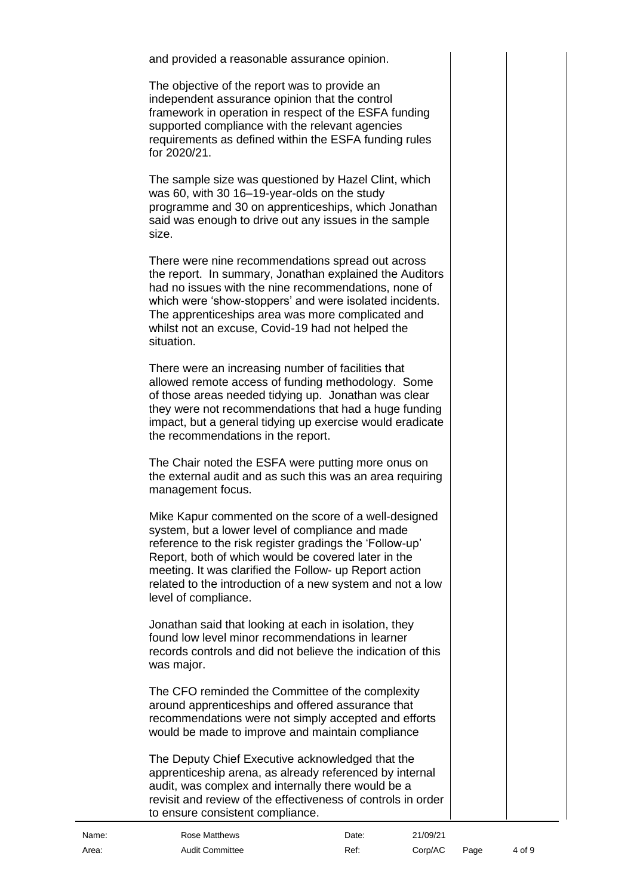and provided a reasonable assurance opinion.

The objective of the report was to provide an independent assurance opinion that the control framework in operation in respect of the ESFA funding supported compliance with the relevant agencies requirements as defined within the ESFA funding rules for 2020/21.

The sample size was questioned by Hazel Clint, which was 60, with 30 16–19-year-olds on the study programme and 30 on apprenticeships, which Jonathan said was enough to drive out any issues in the sample size.

There were nine recommendations spread out across the report. In summary, Jonathan explained the Auditors had no issues with the nine recommendations, none of which were 'show-stoppers' and were isolated incidents. The apprenticeships area was more complicated and whilst not an excuse, Covid-19 had not helped the situation.

There were an increasing number of facilities that allowed remote access of funding methodology. Some of those areas needed tidying up. Jonathan was clear they were not recommendations that had a huge funding impact, but a general tidying up exercise would eradicate the recommendations in the report.

The Chair noted the ESFA were putting more onus on the external audit and as such this was an area requiring management focus.

Mike Kapur commented on the score of a well-designed system, but a lower level of compliance and made reference to the risk register gradings the 'Follow-up' Report, both of which would be covered later in the meeting. It was clarified the Follow- up Report action related to the introduction of a new system and not a low level of compliance.

Jonathan said that looking at each in isolation, they found low level minor recommendations in learner records controls and did not believe the indication of this was major.

The CFO reminded the Committee of the complexity around apprenticeships and offered assurance that recommendations were not simply accepted and efforts would be made to improve and maintain compliance

The Deputy Chief Executive acknowledged that the apprenticeship arena, as already referenced by internal audit, was complex and internally there would be a revisit and review of the effectiveness of controls in order to ensure consistent compliance.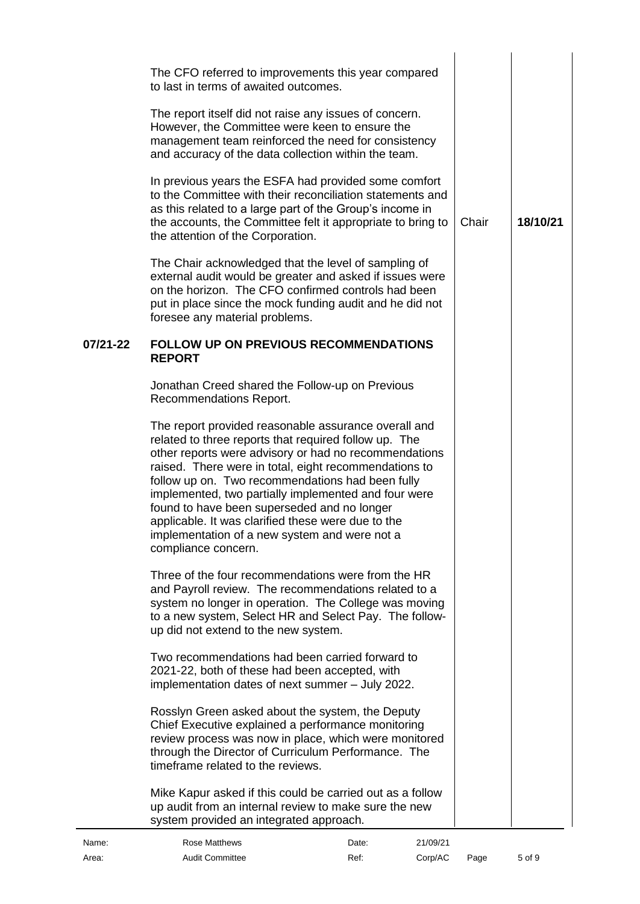The CFO referred to improvements this year compared to last in terms of awaited outcomes.

The report itself did not raise any issues of concern. However, the Committee were keen to ensure the management team reinforced the need for consistency and accuracy of the data collection within the team.

In previous years the ESFA had provided some comfort to the Committee with their reconciliation statements and as this related to a large part of the Group's income in the accounts, the Committee felt it appropriate to bring to the attention of the Corporation. | Chair | 18/10/21

The Chair acknowledged that the level of sampling of external audit would be greater and asked if issues were on the horizon. The CFO confirmed controls had been put in place since the mock funding audit and he did not foresee any material problems.

## 07/21-22 FOLLOW UP ON PREVIOUS RECOMMENDATIONS REPORT

Jonathan Creed shared the Follow-up on Previous Recommendations Report.

The report provided reasonable assurance overall and related to three reports that required follow up. The other reports were advisory or had no recommendations raised. There were in total, eight recommendations to follow up on. Two recommendations had been fully implemented, two partially implemented and four were found to have been superseded and no longer applicable. It was clarified these were due to the implementation of a new system and were not a compliance concern.

Three of the four recommendations were from the HR and Payroll review. The recommendations related to a system no longer in operation. The College was moving to a new system, Select HR and Select Pay. The follow-up did not extend to the new system.

Two recommendations had been carried forward to 2021-22, both of these had been accepted, with implementation dates of next summer – July 2022.

Rosslyn Green asked about the system, the Deputy Chief Executive explained a performance monitoring review process was now in place, which were monitored through the Director of Curriculum Performance. The timeframe related to the reviews.

Mike Kapur asked if this could be carried out as a follow up audit from an internal review to make sure the new system provided an integrated approach.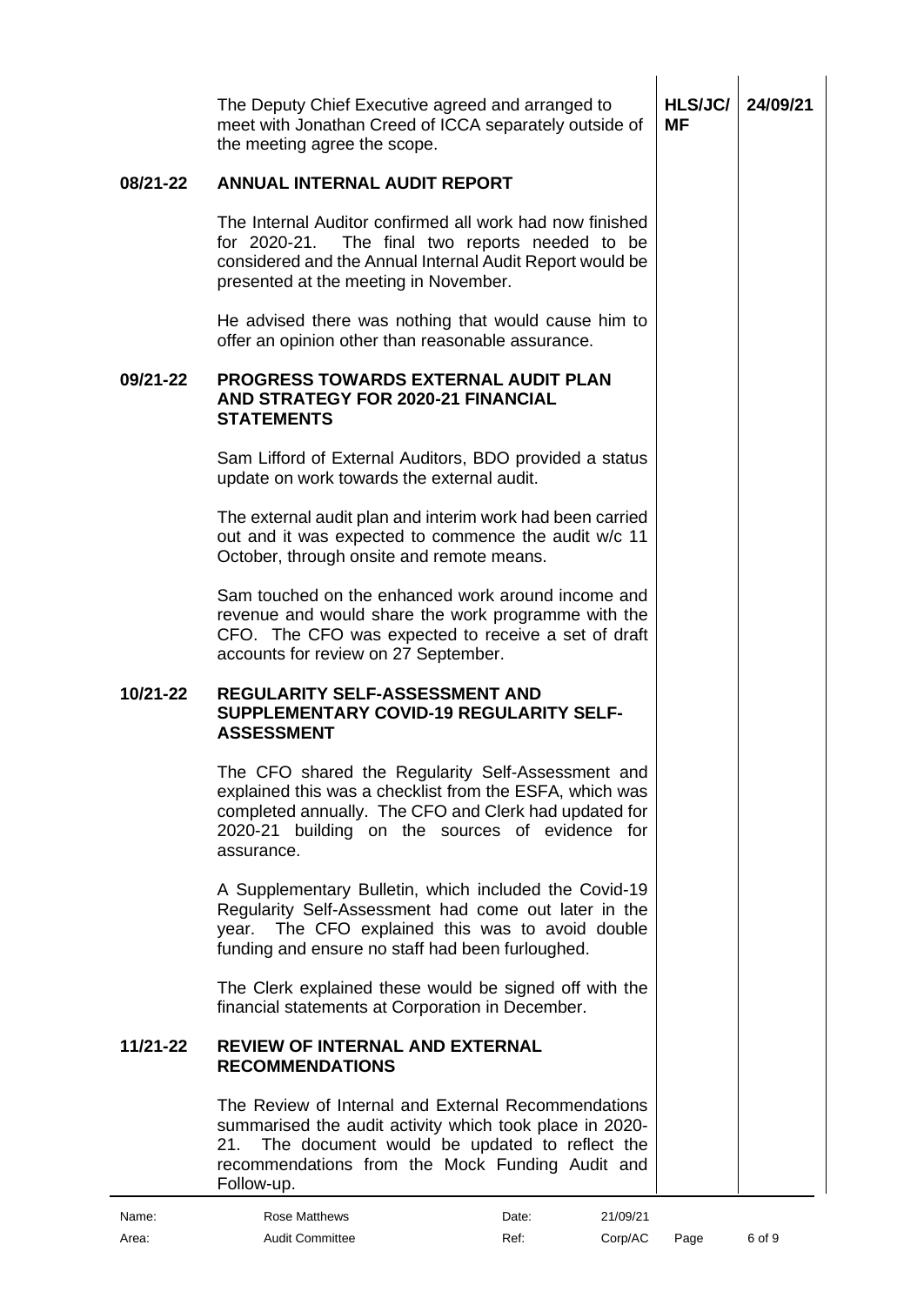| | | | |
|---|---|---|---|
| | The Deputy Chief Executive agreed and arranged to meet with Jonathan Creed of ICCA separately outside of the meeting agree the scope. | HLS/JC/ MF | 24/09/21 |
| **08/21-22** | **ANNUAL INTERNAL AUDIT REPORT** | | |
| | The Internal Auditor confirmed all work had now finished for 2020-21. The final two reports needed to be considered and the Annual Internal Audit Report would be presented at the meeting in November. | | |
| | He advised there was nothing that would cause him to offer an opinion other than reasonable assurance. | | |
| **09/21-22** | **PROGRESS TOWARDS EXTERNAL AUDIT PLAN AND STRATEGY FOR 2020-21 FINANCIAL STATEMENTS** | | |
| | Sam Lifford of External Auditors, BDO provided a status update on work towards the external audit. | | |
| | The external audit plan and interim work had been carried out and it was expected to commence the audit w/c 11 October, through onsite and remote means. | | |
| | Sam touched on the enhanced work around income and revenue and would share the work programme with the CFO. The CFO was expected to receive a set of draft accounts for review on 27 September. | | |
| **10/21-22** | **REGULARITY SELF-ASSESSMENT AND SUPPLEMENTARY COVID-19 REGULARITY SELF-ASSESSMENT** | | |
| | The CFO shared the Regularity Self-Assessment and explained this was a checklist from the ESFA, which was completed annually. The CFO and Clerk had updated for 2020-21 building on the sources of evidence for assurance. | | |
| | A Supplementary Bulletin, which included the Covid-19 Regularity Self-Assessment had come out later in the year. The CFO explained this was to avoid double funding and ensure no staff had been furloughed. | | |
| | The Clerk explained these would be signed off with the financial statements at Corporation in December. | | |
| **11/21-22** | **REVIEW OF INTERNAL AND EXTERNAL RECOMMENDATIONS** | | |
| | The Review of Internal and External Recommendations summarised the audit activity which took place in 2020-21. The document would be updated to reflect the recommendations from the Mock Funding Audit and Follow-up. | | |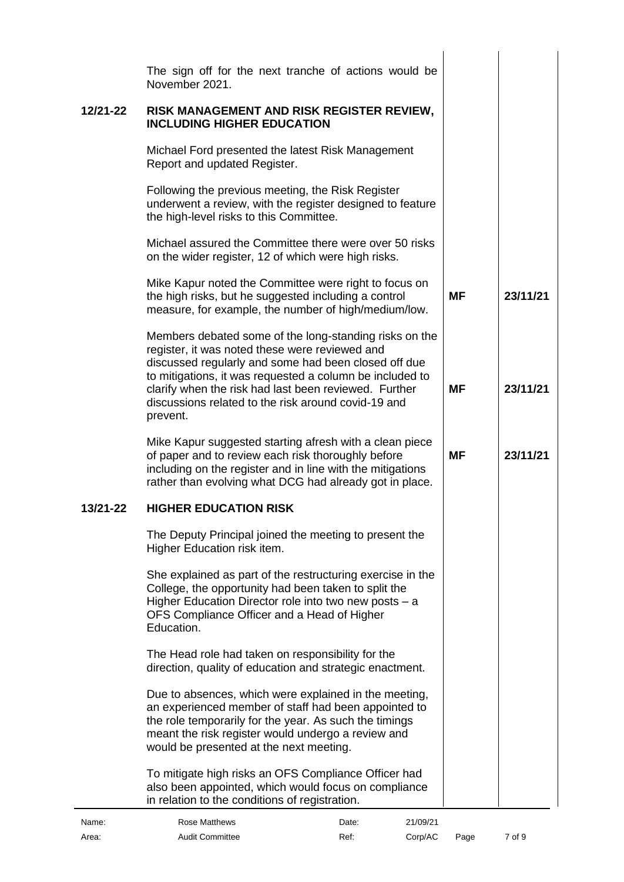The sign off for the next tranche of actions would be November 2021.

**12/21-22 RISK MANAGEMENT AND RISK REGISTER REVIEW, INCLUDING HIGHER EDUCATION**

Michael Ford presented the latest Risk Management Report and updated Register.

Following the previous meeting, the Risk Register underwent a review, with the register designed to feature the high-level risks to this Committee.

Michael assured the Committee there were over 50 risks on the wider register, 12 of which were high risks.

| | | |
|---|---|---|
| Mike Kapur noted the Committee were right to focus on the high risks, but he suggested including a control measure, for example, the number of high/medium/low. | **MF** | **23/11/21** |
| Members debated some of the long-standing risks on the register, it was noted these were reviewed and discussed regularly and some had been closed off due to mitigations, it was requested a column be included to clarify when the risk had last been reviewed. Further discussions related to the risk around covid-19 and prevent. | **MF** | **23/11/21** |
| Mike Kapur suggested starting afresh with a clean piece of paper and to review each risk thoroughly before including on the register and in line with the mitigations rather than evolving what DCG had already got in place. | **MF** | **23/11/21** |

**13/21-22 HIGHER EDUCATION RISK**

The Deputy Principal joined the meeting to present the Higher Education risk item.

She explained as part of the restructuring exercise in the College, the opportunity had been taken to split the Higher Education Director role into two new posts – a OFS Compliance Officer and a Head of Higher Education.

The Head role had taken on responsibility for the direction, quality of education and strategic enactment.

Due to absences, which were explained in the meeting, an experienced member of staff had been appointed to the role temporarily for the year. As such the timings meant the risk register would undergo a review and would be presented at the next meeting.

To mitigate high risks an OFS Compliance Officer had also been appointed, which would focus on compliance in relation to the conditions of registration.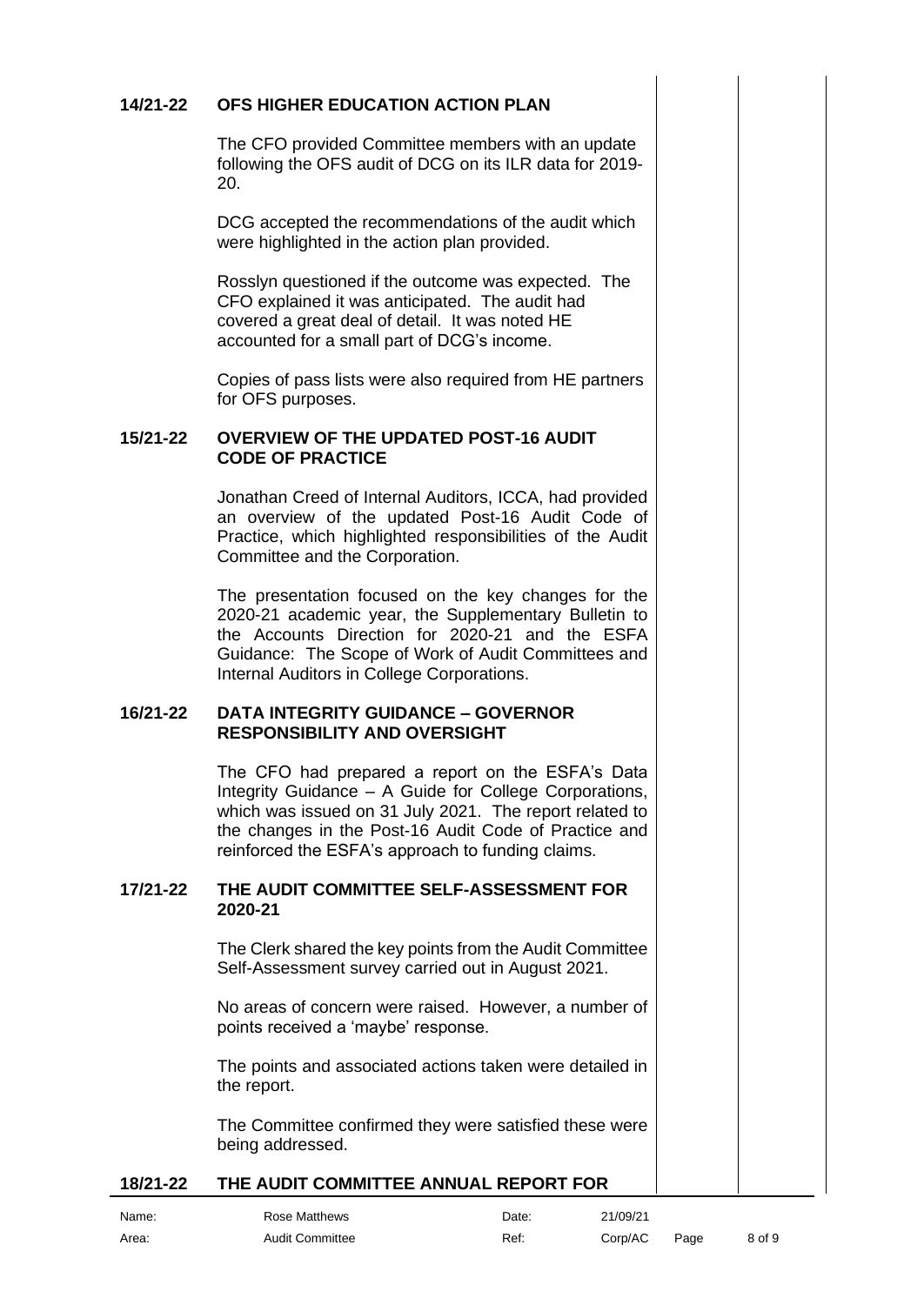### 14/21-22 OFS HIGHER EDUCATION ACTION PLAN

The CFO provided Committee members with an update following the OFS audit of DCG on its ILR data for 2019-20.

DCG accepted the recommendations of the audit which were highlighted in the action plan provided.

Rosslyn questioned if the outcome was expected. The CFO explained it was anticipated. The audit had covered a great deal of detail. It was noted HE accounted for a small part of DCG's income.

Copies of pass lists were also required from HE partners for OFS purposes.

### 15/21-22 OVERVIEW OF THE UPDATED POST-16 AUDIT CODE OF PRACTICE

Jonathan Creed of Internal Auditors, ICCA, had provided an overview of the updated Post-16 Audit Code of Practice, which highlighted responsibilities of the Audit Committee and the Corporation.

The presentation focused on the key changes for the 2020-21 academic year, the Supplementary Bulletin to the Accounts Direction for 2020-21 and the ESFA Guidance: The Scope of Work of Audit Committees and Internal Auditors in College Corporations.

### 16/21-22 DATA INTEGRITY GUIDANCE – GOVERNOR RESPONSIBILITY AND OVERSIGHT

The CFO had prepared a report on the ESFA's Data Integrity Guidance – A Guide for College Corporations, which was issued on 31 July 2021. The report related to the changes in the Post-16 Audit Code of Practice and reinforced the ESFA's approach to funding claims.

### 17/21-22 THE AUDIT COMMITTEE SELF-ASSESSMENT FOR 2020-21

The Clerk shared the key points from the Audit Committee Self-Assessment survey carried out in August 2021.

No areas of concern were raised. However, a number of points received a 'maybe' response.

The points and associated actions taken were detailed in the report.

The Committee confirmed they were satisfied these were being addressed.

### 18/21-22 THE AUDIT COMMITTEE ANNUAL REPORT FOR

| Name: | Rose Matthews | Date: | 21/09/21 |
|---|---|---|---|
| Area: | Audit Committee | Ref: | Corp/AC |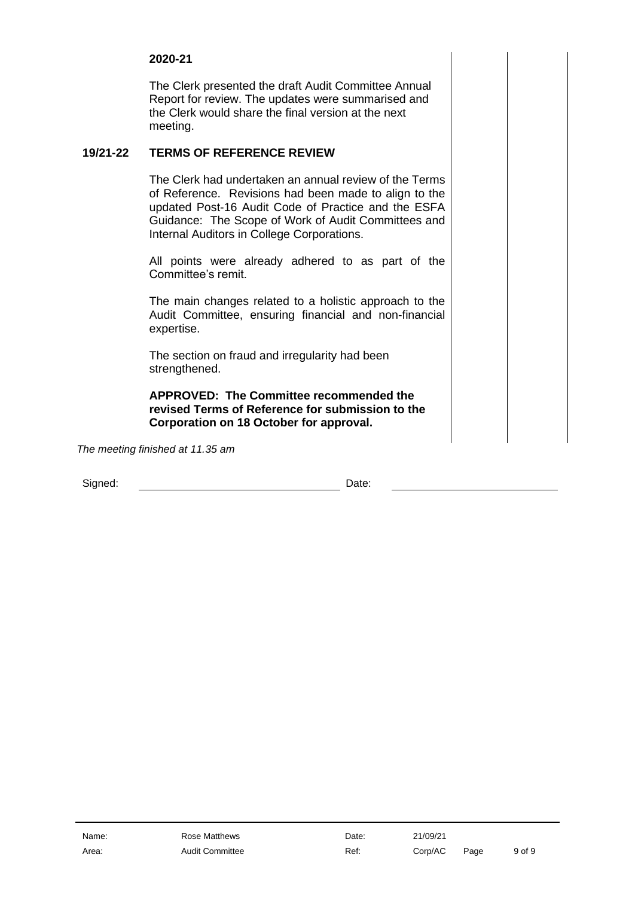**2020-21**

The Clerk presented the draft Audit Committee Annual Report for review. The updates were summarised and the Clerk would share the final version at the next meeting.

**19/21-22 TERMS OF REFERENCE REVIEW**

The Clerk had undertaken an annual review of the Terms of Reference. Revisions had been made to align to the updated Post-16 Audit Code of Practice and the ESFA Guidance: The Scope of Work of Audit Committees and Internal Auditors in College Corporations.

All points were already adhered to as part of the Committee's remit.

The main changes related to a holistic approach to the Audit Committee, ensuring financial and non-financial expertise.

The section on fraud and irregularity had been strengthened.

**APPROVED: The Committee recommended the revised Terms of Reference for submission to the Corporation on 18 October for approval.**

*The meeting finished at 11.35 am*

Signed: ______________________ Date: ______________________